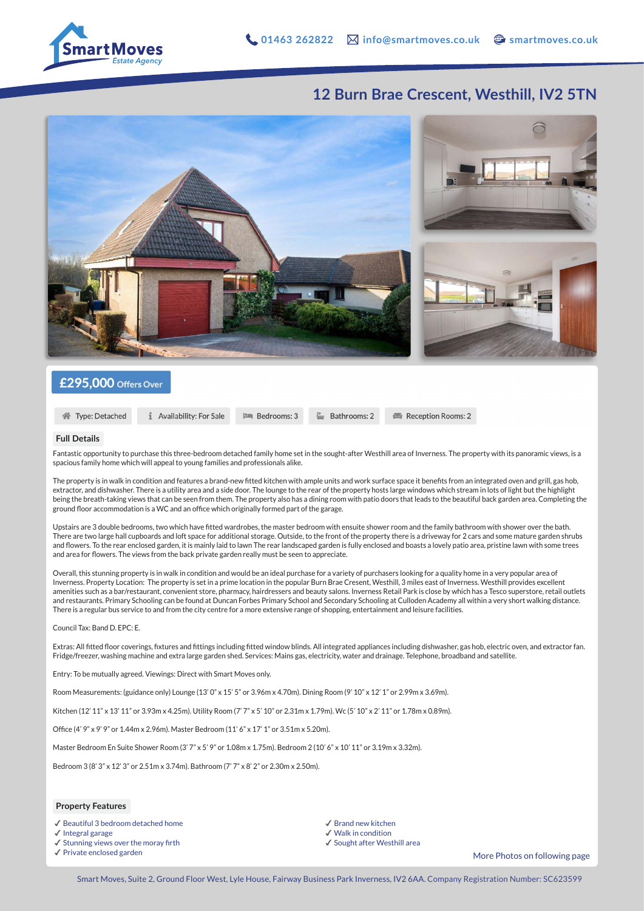SmartMoves Estate Agency

01463 262822 | info@smartmoves.co.uk | smartmoves.co.uk

# 12 Burn Brae Crescent, Westhill, IV2 5TN

**£295,000** Offers Over

Type: Detached | Availability: For Sale | Bedrooms: 3 | Bathrooms: 2 | Reception Rooms: 2

## Full Details

Fantastic opportunity to purchase this three-bedroom detached family home set in the sought-after Westhill area of Inverness. The property with its panoramic views, is a spacious family home which will appeal to young families and professionals alike.

The property is in walk in condition and features a brand-new fitted kitchen with ample units and work surface space it benefits from an integrated oven and grill, gas hob, extractor, and dishwasher. There is a utility area and a side door. The lounge to the rear of the property hosts large windows which stream in lots of light but the highlight being the breath-taking views that can be seen from them. The property also has a dining room with patio doors that leads to the beautiful back garden area. Completing the ground floor accommodation is a WC and an office which originally formed part of the garage.

Upstairs are 3 double bedrooms, two which have fitted wardrobes, the master bedroom with ensuite shower room and the family bathroom with shower over the bath. There are two large hall cupboards and loft space for additional storage. Outside, to the front of the property there is a driveway for 2 cars and some mature garden shrubs and flowers. To the rear enclosed garden, it is mainly laid to lawn The rear landscaped garden is fully enclosed and boasts a lovely patio area, pristine lawn with some trees and area for flowers. The views from the back private garden really must be seen to appreciate.

Overall, this stunning property is in walk in condition and would be an ideal purchase for a variety of purchasers looking for a quality home in a very popular area of Inverness. Property Location: The property is set in a prime location in the popular Burn Brae Cresent, Westhill, 3 miles east of Inverness. Westhill provides excellent amenities such as a bar/restaurant, convenient store, pharmacy, hairdressers and beauty salons. Inverness Retail Park is close by which has a Tesco superstore, retail outlets and restaurants. Primary Schooling can be found at Duncan Forbes Primary School and Secondary Schooling at Culloden Academy all within a very short walking distance. There is a regular bus service to and from the city centre for a more extensive range of shopping, entertainment and leisure facilities.

Council Tax: Band D. EPC: E.

Extras: All fitted floor coverings, fixtures and fittings including fitted window blinds. All integrated appliances including dishwasher, gas hob, electric oven, and extractor fan. Fridge/freezer, washing machine and extra large garden shed. Services: Mains gas, electricity, water and drainage. Telephone, broadband and satellite.

Entry: To be mutually agreed. Viewings: Direct with Smart Moves only.

Room Measurements: (guidance only) Lounge (13' 0" x 15' 5" or 3.96m x 4.70m). Dining Room (9' 10" x 12' 1" or 2.99m x 3.69m).

Kitchen (12' 11" x 13' 11" or 3.93m x 4.25m). Utility Room (7' 7" x 5' 10" or 2.31m x 1.79m). Wc (5' 10" x 2' 11" or 1.78m x 0.89m).

Office (4' 9" x 9' 9" or 1.44m x 2.96m). Master Bedroom (11' 6" x 17' 1" or 3.51m x 5.20m).

Master Bedroom En Suite Shower Room (3' 7" x 5' 9" or 1.08m x 1.75m). Bedroom 2 (10' 6" x 10' 11" or 3.19m x 3.32m).

Bedroom 3 (8' 3" x 12' 3" or 2.51m x 3.74m). Bathroom (7' 7" x 8' 2" or 2.30m x 2.50m).

## Property Features

- ✓ Beautiful 3 bedroom detached home
- ✓ Integral garage
- ✓ Stunning views over the moray firth
- ✓ Private enclosed garden
- ✓ Brand new kitchen
- ✓ Walk in condition
- ✓ Sought after Westhill area

More Photos on following page

Smart Moves, Suite 2, Ground Floor West, Lyle House, Fairway Business Park Inverness, IV2 6AA. Company Registration Number: SC623599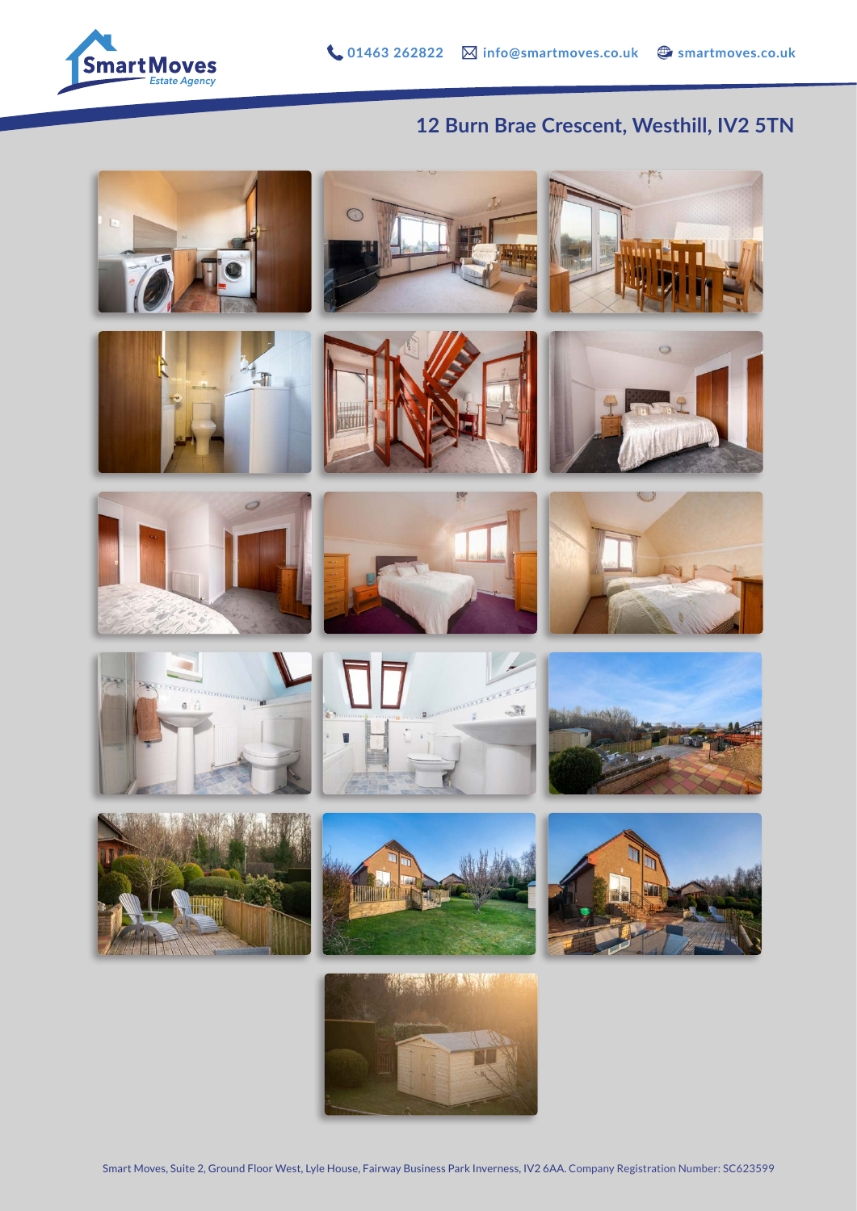SmartMoves Estate Agency

01463 262822 info@smartmoves.co.uk smartmoves.co.uk

## 12 Burn Brae Crescent, Westhill, IV2 5TN

Smart Moves, Suite 2, Ground Floor West, Lyle House, Fairway Business Park Inverness, IV2 6AA. Company Registration Number: SC623599